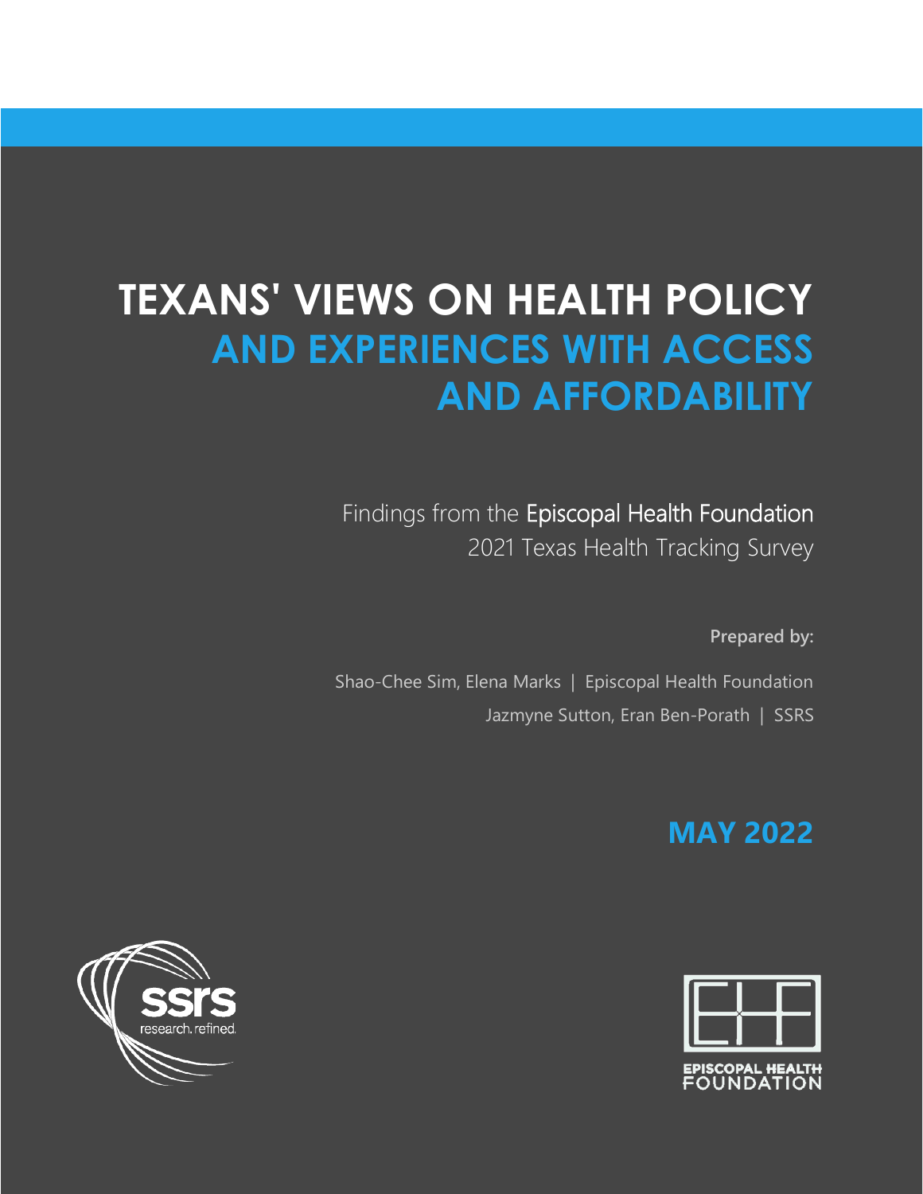# TEXANS' VIEWS ON HEALTH POLICY AND EXPERIENCES WITH ACCESS AND AFFORDABILITY

Findings from the Episcopal Health Foundation 2021 Texas Health Tracking Survey

**Prepared by:**

Shao-Chee Sim, Elena Marks | Episcopal Health Foundation

Jazmyne Sutton, Eran Ben-Porath | SSRS

## MAY 2022

ssrs research. refined.

EPISCOPAL HEALTH FOUNDATION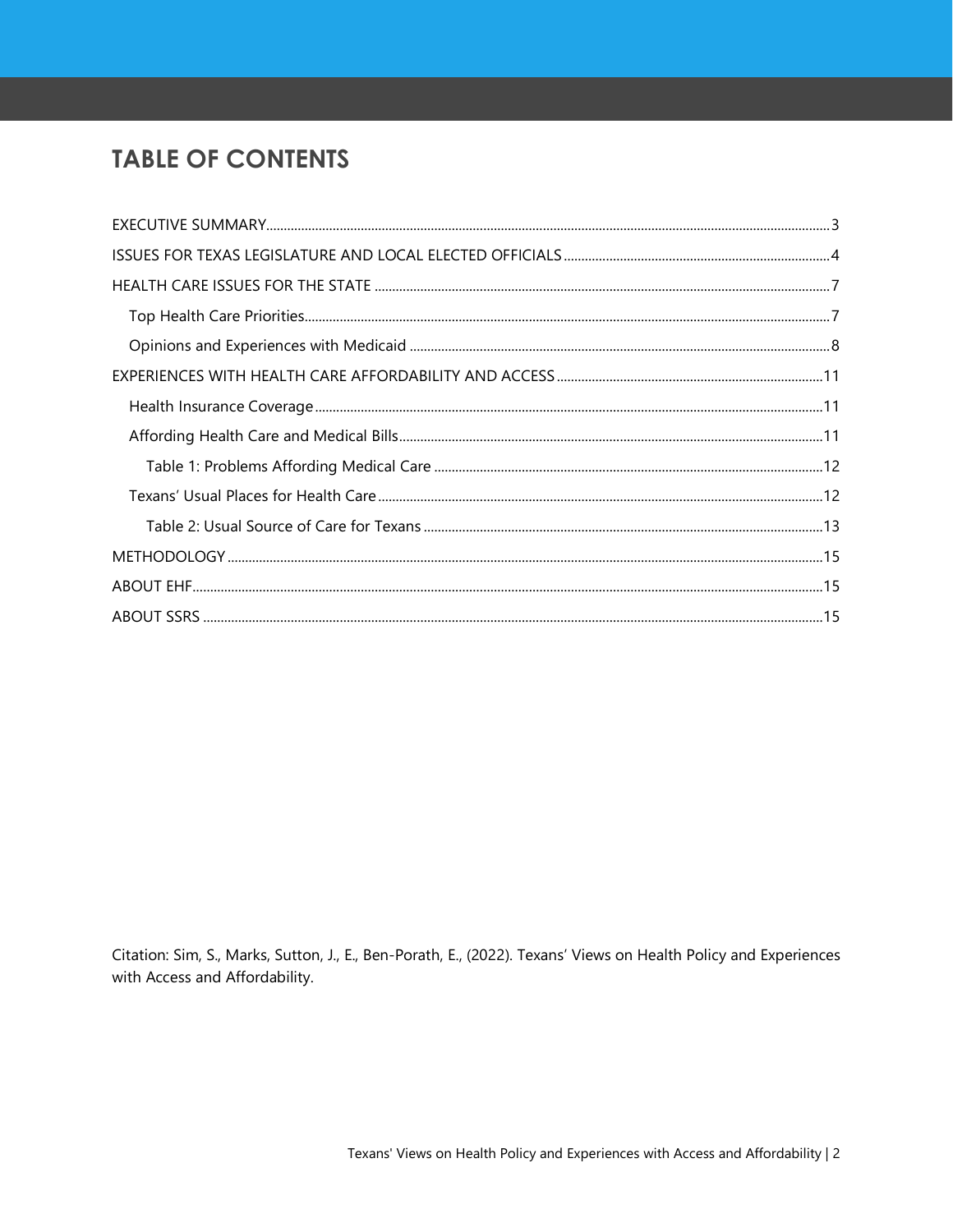# TABLE OF CONTENTS

- EXECUTIVE SUMMARY ..... 3
- ISSUES FOR TEXAS LEGISLATURE AND LOCAL ELECTED OFFICIALS ..... 4
- HEALTH CARE ISSUES FOR THE STATE ..... 7
  - Top Health Care Priorities ..... 7
  - Opinions and Experiences with Medicaid ..... 8
- EXPERIENCES WITH HEALTH CARE AFFORDABILITY AND ACCESS ..... 11
  - Health Insurance Coverage ..... 11
  - Affording Health Care and Medical Bills ..... 11
    - Table 1: Problems Affording Medical Care ..... 12
  - Texans' Usual Places for Health Care ..... 12
    - Table 2: Usual Source of Care for Texans ..... 13
- METHODOLOGY ..... 15
- ABOUT EHF ..... 15
- ABOUT SSRS ..... 15

Citation: Sim, S., Marks, Sutton, J., E., Ben-Porath, E., (2022). Texans' Views on Health Policy and Experiences with Access and Affordability.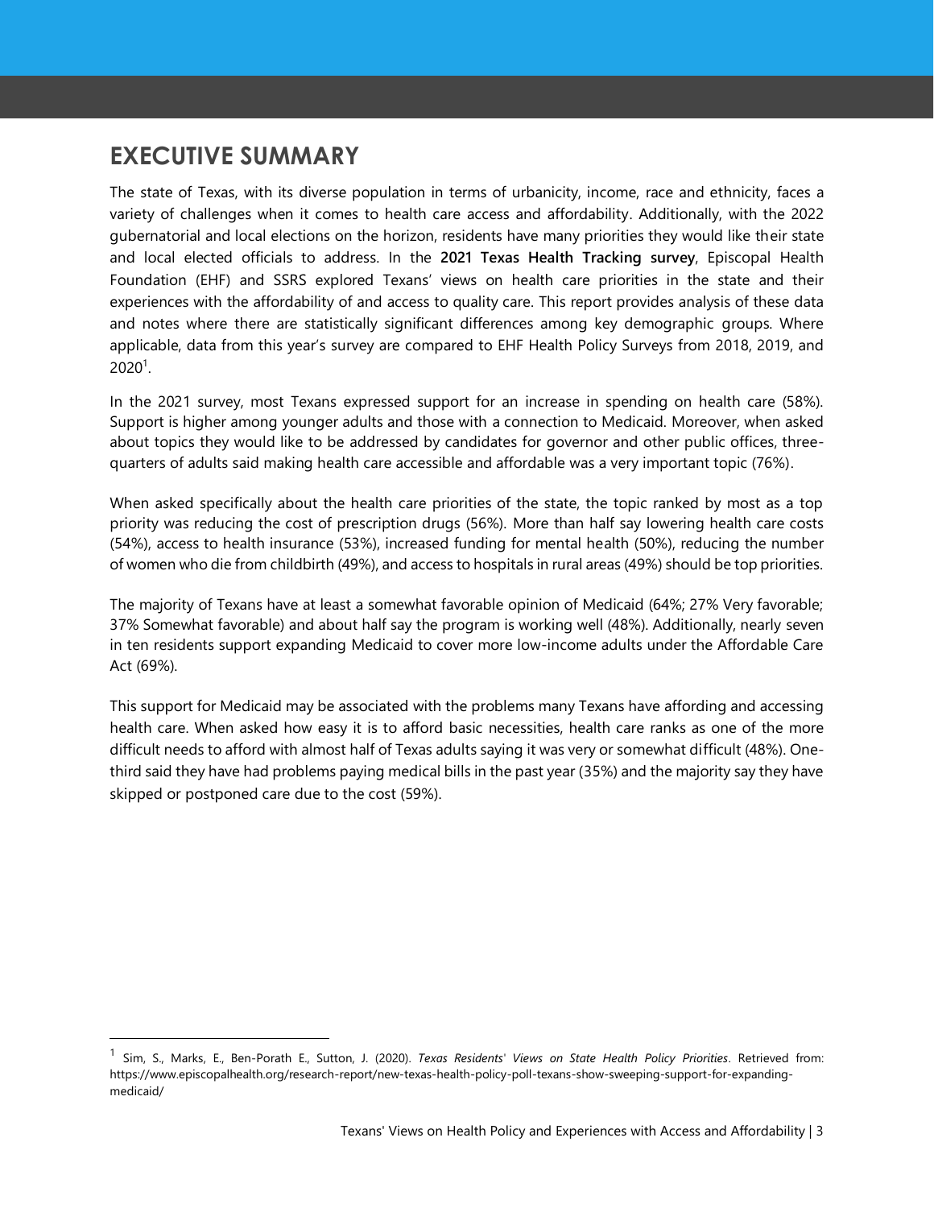# EXECUTIVE SUMMARY

The state of Texas, with its diverse population in terms of urbanicity, income, race and ethnicity, faces a variety of challenges when it comes to health care access and affordability. Additionally, with the 2022 gubernatorial and local elections on the horizon, residents have many priorities they would like their state and local elected officials to address. In the **2021 Texas Health Tracking survey**, Episcopal Health Foundation (EHF) and SSRS explored Texans' views on health care priorities in the state and their experiences with the affordability of and access to quality care. This report provides analysis of these data and notes where there are statistically significant differences among key demographic groups. Where applicable, data from this year's survey are compared to EHF Health Policy Surveys from 2018, 2019, and 2020[1].

In the 2021 survey, most Texans expressed support for an increase in spending on health care (58%). Support is higher among younger adults and those with a connection to Medicaid. Moreover, when asked about topics they would like to be addressed by candidates for governor and other public offices, three-quarters of adults said making health care accessible and affordable was a very important topic (76%).

When asked specifically about the health care priorities of the state, the topic ranked by most as a top priority was reducing the cost of prescription drugs (56%). More than half say lowering health care costs (54%), access to health insurance (53%), increased funding for mental health (50%), reducing the number of women who die from childbirth (49%), and access to hospitals in rural areas (49%) should be top priorities.

The majority of Texans have at least a somewhat favorable opinion of Medicaid (64%; 27% Very favorable; 37% Somewhat favorable) and about half say the program is working well (48%). Additionally, nearly seven in ten residents support expanding Medicaid to cover more low-income adults under the Affordable Care Act (69%).

This support for Medicaid may be associated with the problems many Texans have affording and accessing health care. When asked how easy it is to afford basic necessities, health care ranks as one of the more difficult needs to afford with almost half of Texas adults saying it was very or somewhat difficult (48%). One-third said they have had problems paying medical bills in the past year (35%) and the majority say they have skipped or postponed care due to the cost (59%).

---

[1] Sim, S., Marks, E., Ben-Porath E., Sutton, J. (2020). *Texas Residents' Views on State Health Policy Priorities*. Retrieved from: https://www.episcopalhealth.org/research-report/new-texas-health-policy-poll-texans-show-sweeping-support-for-expanding-medicaid/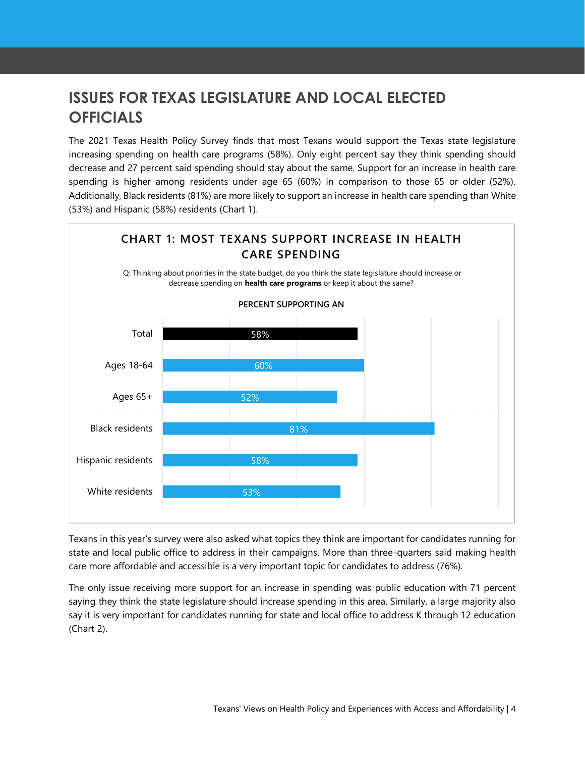# ISSUES FOR TEXAS LEGISLATURE AND LOCAL ELECTED OFFICIALS

The 2021 Texas Health Policy Survey finds that most Texans would support the Texas state legislature increasing spending on health care programs (58%). Only eight percent say they think spending should decrease and 27 percent said spending should stay about the same. Support for an increase in health care spending is higher among residents under age 65 (60%) in comparison to those 65 or older (52%). Additionally, Black residents (81%) are more likely to support an increase in health care spending than White (53%) and Hispanic (58%) residents (Chart 1).

## CHART 1: MOST TEXANS SUPPORT INCREASE IN HEALTH CARE SPENDING

Q: Thinking about priorities in the state budget, do you think the state legislature should increase or decrease spending on **health care programs** or keep it about the same?

PERCENT SUPPORTING AN

| Group | Percent |
| --- | --- |
| Total | 58% |
| Ages 18-64 | 60% |
| Ages 65+ | 52% |
| Black residents | 81% |
| Hispanic residents | 58% |
| White residents | 53% |

Texans in this year's survey were also asked what topics they think are important for candidates running for state and local public office to address in their campaigns. More than three-quarters said making health care more affordable and accessible is a very important topic for candidates to address (76%).

The only issue receiving more support for an increase in spending was public education with 71 percent saying they think the state legislature should increase spending in this area. Similarly, a large majority also say it is very important for candidates running for state and local office to address K through 12 education (Chart 2).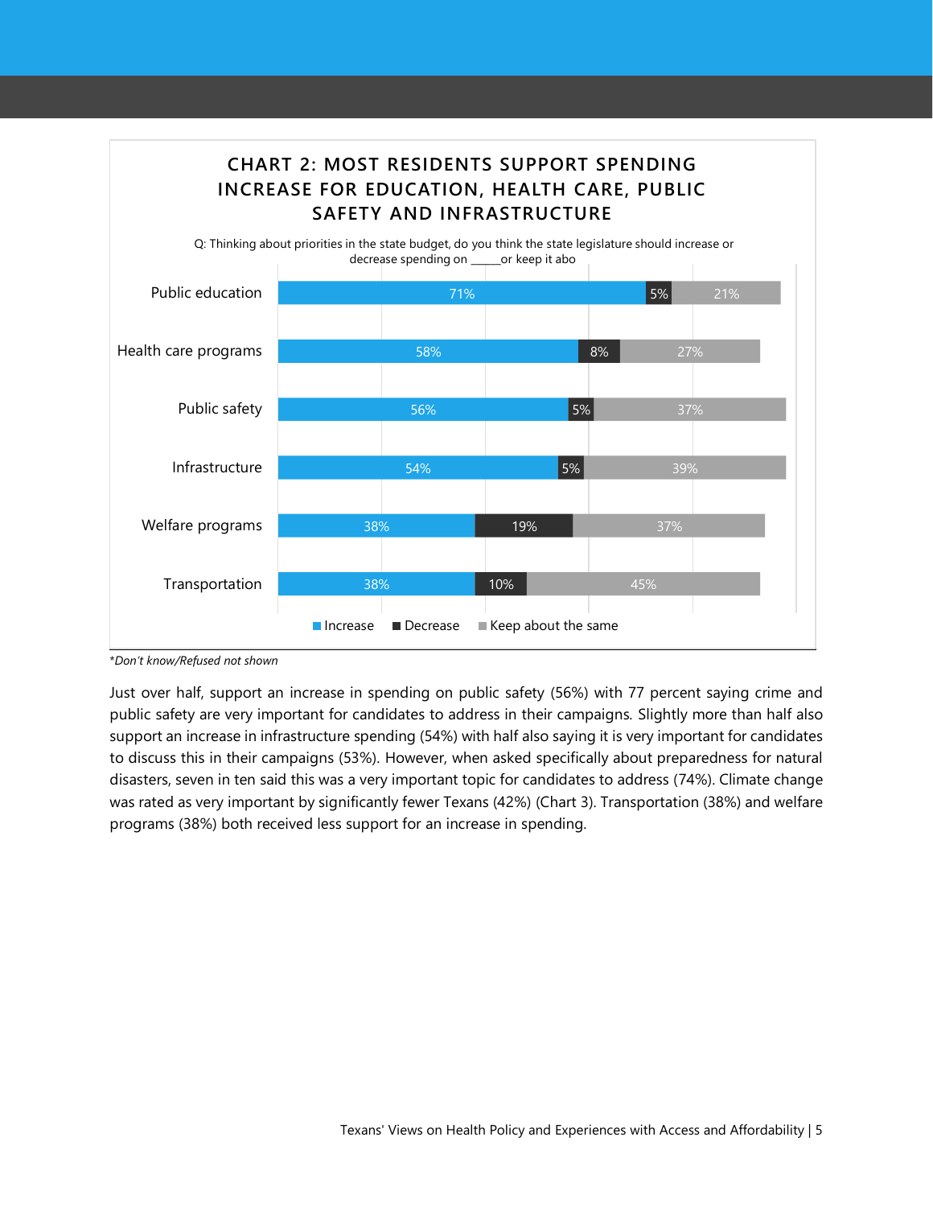## CHART 2: MOST RESIDENTS SUPPORT SPENDING INCREASE FOR EDUCATION, HEALTH CARE, PUBLIC SAFETY AND INFRASTRUCTURE

Q: Thinking about priorities in the state budget, do you think the state legislature should increase or decrease spending on _____or keep it abo

| | Increase | Decrease | Keep about the same |
|---|---|---|---|
| Public education | 71% | 5% | 21% |
| Health care programs | 58% | 8% | 27% |
| Public safety | 56% | 5% | 37% |
| Infrastructure | 54% | 5% | 39% |
| Welfare programs | 38% | 19% | 37% |
| Transportation | 38% | 10% | 45% |

*Don't know/Refused not shown*

Just over half, support an increase in spending on public safety (56%) with 77 percent saying crime and public safety are very important for candidates to address in their campaigns. Slightly more than half also support an increase in infrastructure spending (54%) with half also saying it is very important for candidates to discuss this in their campaigns (53%). However, when asked specifically about preparedness for natural disasters, seven in ten said this was a very important topic for candidates to address (74%). Climate change was rated as very important by significantly fewer Texans (42%) (Chart 3). Transportation (38%) and welfare programs (38%) both received less support for an increase in spending.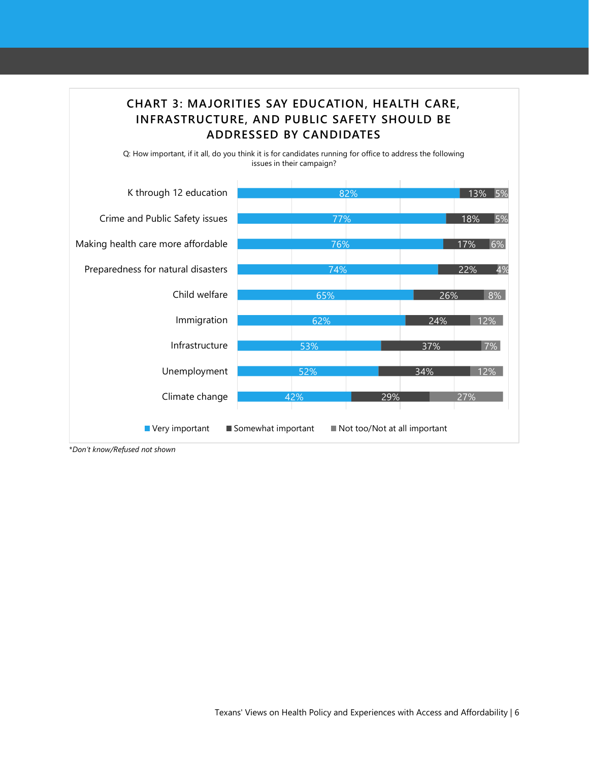## CHART 3: MAJORITIES SAY EDUCATION, HEALTH CARE, INFRASTRUCTURE, AND PUBLIC SAFETY SHOULD BE ADDRESSED BY CANDIDATES

Q: How important, if it all, do you think it is for candidates running for office to address the following issues in their campaign?

| | Very important | Somewhat important | Not too/Not at all important |
|---|---|---|---|
| K through 12 education | 82% | 13% | 5% |
| Crime and Public Safety issues | 77% | 18% | 5% |
| Making health care more affordable | 76% | 17% | 6% |
| Preparedness for natural disasters | 74% | 22% | 4% |
| Child welfare | 65% | 26% | 8% |
| Immigration | 62% | 24% | 12% |
| Infrastructure | 53% | 37% | 7% |
| Unemployment | 52% | 34% | 12% |
| Climate change | 42% | 29% | 27% |

*\*Don't know/Refused not shown*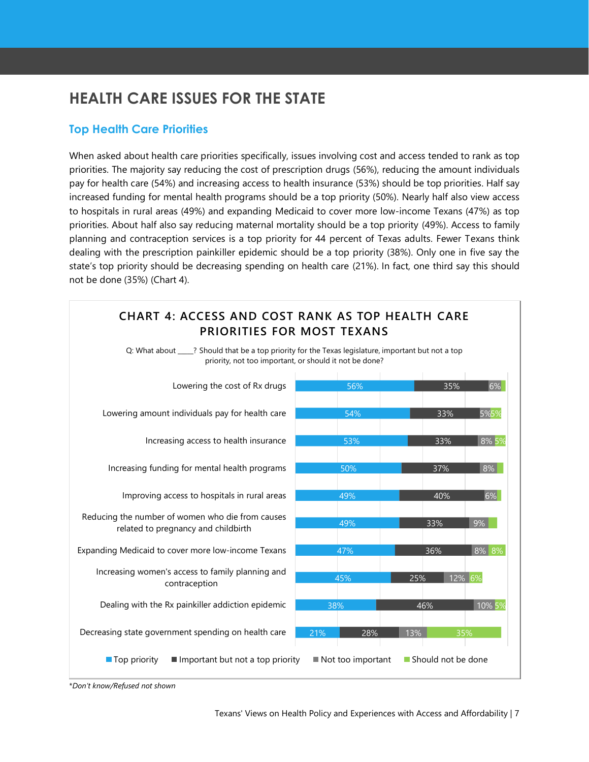## HEALTH CARE ISSUES FOR THE STATE

### Top Health Care Priorities

When asked about health care priorities specifically, issues involving cost and access tended to rank as top priorities. The majority say reducing the cost of prescription drugs (56%), reducing the amount individuals pay for health care (54%) and increasing access to health insurance (53%) should be top priorities. Half say increased funding for mental health programs should be a top priority (50%). Nearly half also view access to hospitals in rural areas (49%) and expanding Medicaid to cover more low-income Texans (47%) as top priorities. About half also say reducing maternal mortality should be a top priority (49%). Access to family planning and contraception services is a top priority for 44 percent of Texas adults. Fewer Texans think dealing with the prescription painkiller epidemic should be a top priority (38%). Only one in five say the state's top priority should be decreasing spending on health care (21%). In fact, one third say this should not be done (35%) (Chart 4).

**CHART 4: ACCESS AND COST RANK AS TOP HEALTH CARE PRIORITIES FOR MOST TEXANS**

Q: What about ____? Should that be a top priority for the Texas legislature, important but not a top priority, not too important, or should it not be done?

| | Top priority | Important but not a top priority | Not too important | Should not be done |
|---|---|---|---|---|
| Lowering the cost of Rx drugs | 56% | 35% | 6% | |
| Lowering amount individuals pay for health care | 54% | 33% | 5% | 5% |
| Increasing access to health insurance | 53% | 33% | 8% | 5% |
| Increasing funding for mental health programs | 50% | 37% | 8% | |
| Improving access to hospitals in rural areas | 49% | 40% | 6% | |
| Reducing the number of women who die from causes related to pregnancy and childbirth | 49% | 33% | 9% | |
| Expanding Medicaid to cover more low-income Texans | 47% | 36% | 8% | 8% |
| Increasing women's access to family planning and contraception | 45% | 25% | 12% | 6% |
| Dealing with the Rx painkiller addiction epidemic | 38% | 46% | 10% | 5% |
| Decreasing state government spending on health care | 21% | 28% | 13% | 35% |

*Don't know/Refused not shown*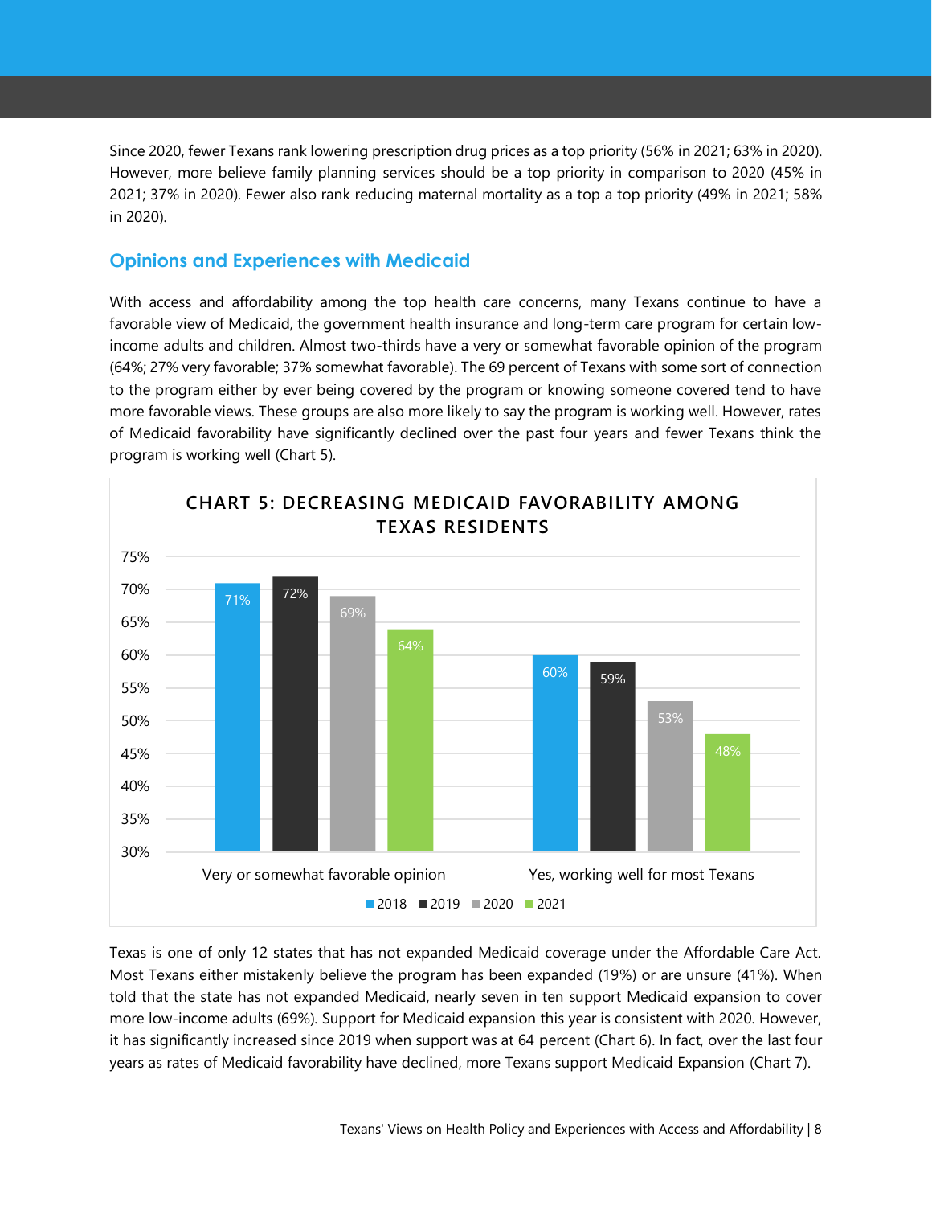Since 2020, fewer Texans rank lowering prescription drug prices as a top priority (56% in 2021; 63% in 2020). However, more believe family planning services should be a top priority in comparison to 2020 (45% in 2021; 37% in 2020). Fewer also rank reducing maternal mortality as a top a top priority (49% in 2021; 58% in 2020).

## Opinions and Experiences with Medicaid

With access and affordability among the top health care concerns, many Texans continue to have a favorable view of Medicaid, the government health insurance and long-term care program for certain low-income adults and children. Almost two-thirds have a very or somewhat favorable opinion of the program (64%; 27% very favorable; 37% somewhat favorable). The 69 percent of Texans with some sort of connection to the program either by ever being covered by the program or knowing someone covered tend to have more favorable views. These groups are also more likely to say the program is working well. However, rates of Medicaid favorability have significantly declined over the past four years and fewer Texans think the program is working well (Chart 5).

**CHART 5: DECREASING MEDICAID FAVORABILITY AMONG TEXAS RESIDENTS**

| | 2018 | 2019 | 2020 | 2021 |
|---|---|---|---|---|
| Very or somewhat favorable opinion | 71% | 72% | 69% | 64% |
| Yes, working well for most Texans | 60% | 59% | 53% | 48% |

Texas is one of only 12 states that has not expanded Medicaid coverage under the Affordable Care Act. Most Texans either mistakenly believe the program has been expanded (19%) or are unsure (41%). When told that the state has not expanded Medicaid, nearly seven in ten support Medicaid expansion to cover more low-income adults (69%). Support for Medicaid expansion this year is consistent with 2020. However, it has significantly increased since 2019 when support was at 64 percent (Chart 6). In fact, over the last four years as rates of Medicaid favorability have declined, more Texans support Medicaid Expansion (Chart 7).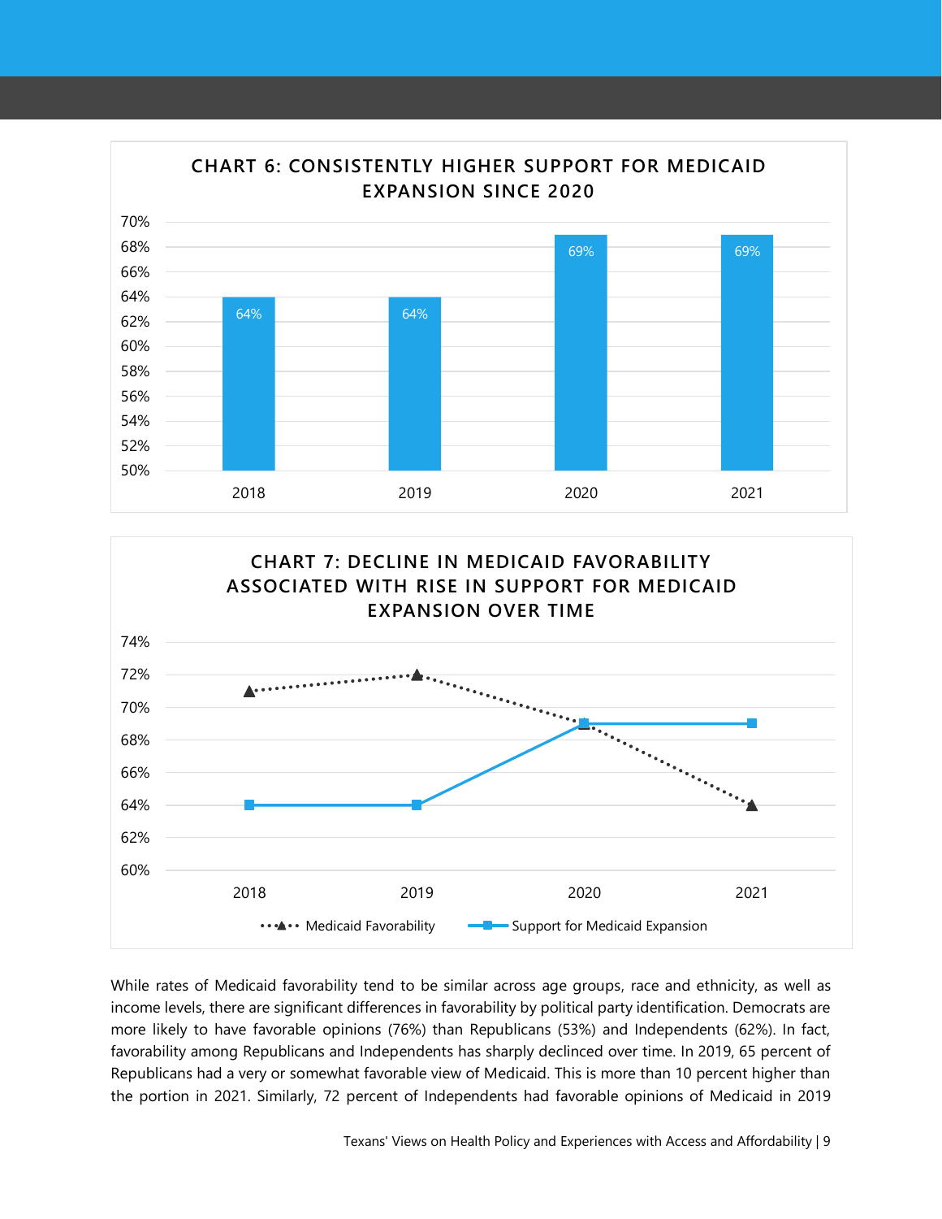**CHART 6: CONSISTENTLY HIGHER SUPPORT FOR MEDICAID EXPANSION SINCE 2020**

| Year | Support |
|---|---|
| 2018 | 64% |
| 2019 | 64% |
| 2020 | 69% |
| 2021 | 69% |

**CHART 7: DECLINE IN MEDICAID FAVORABILITY ASSOCIATED WITH RISE IN SUPPORT FOR MEDICAID EXPANSION OVER TIME**

| Year | Medicaid Favorability | Support for Medicaid Expansion |
|---|---|---|
| 2018 | 71% | 64% |
| 2019 | 72% | 64% |
| 2020 | 69% | 69% |
| 2021 | 64% | 69% |

While rates of Medicaid favorability tend to be similar across age groups, race and ethnicity, as well as income levels, there are significant differences in favorability by political party identification. Democrats are more likely to have favorable opinions (76%) than Republicans (53%) and Independents (62%). In fact, favorability among Republicans and Independents has sharply declinced over time. In 2019, 65 percent of Republicans had a very or somewhat favorable view of Medicaid. This is more than 10 percent higher than the portion in 2021. Similarly, 72 percent of Independents had favorable opinions of Medicaid in 2019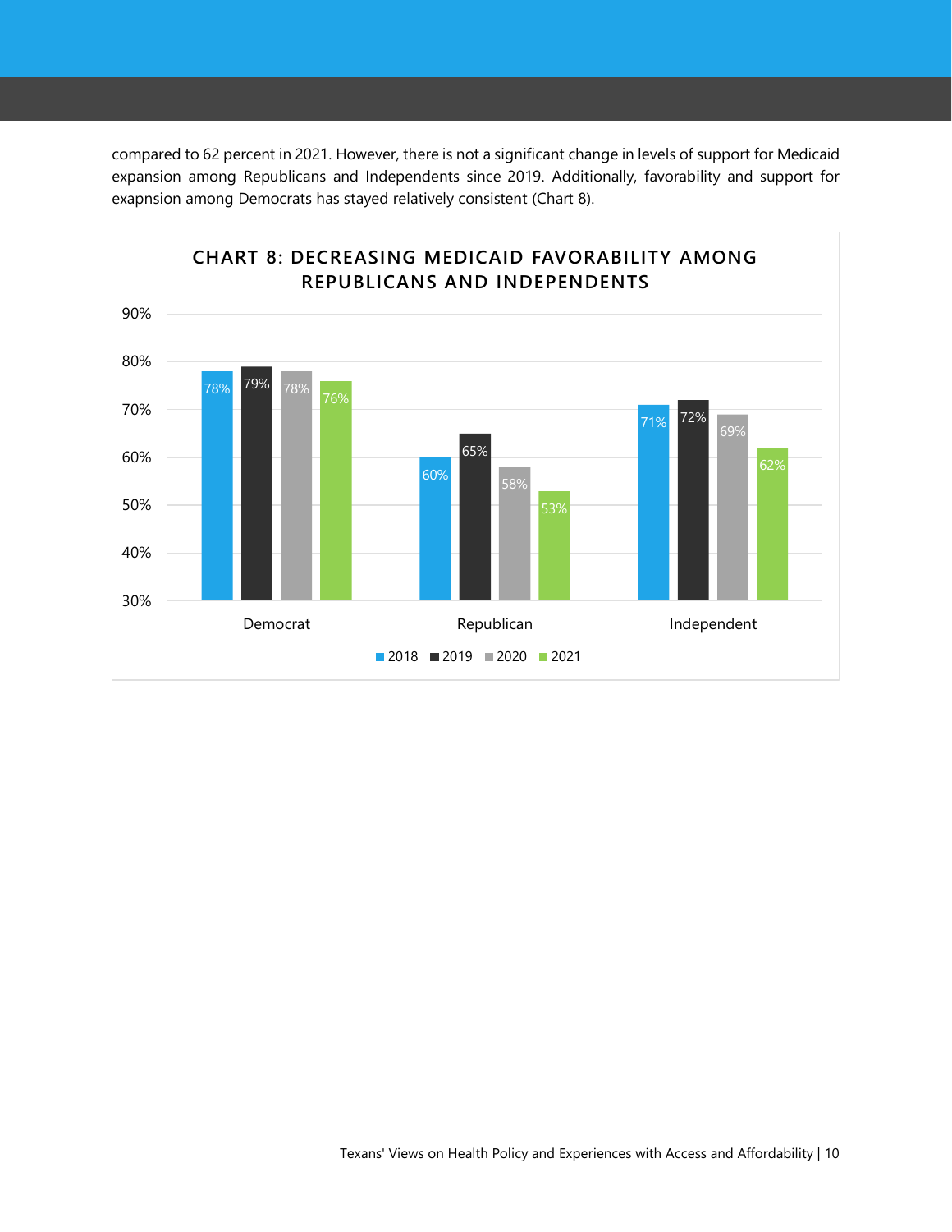compared to 62 percent in 2021. However, there is not a significant change in levels of support for Medicaid expansion among Republicans and Independents since 2019. Additionally, favorability and support for exapnsion among Democrats has stayed relatively consistent (Chart 8).

**CHART 8: DECREASING MEDICAID FAVORABILITY AMONG REPUBLICANS AND INDEPENDENTS**

| | 2018 | 2019 | 2020 | 2021 |
|---|---|---|---|---|
| Democrat | 78% | 79% | 78% | 76% |
| Republican | 60% | 65% | 58% | 53% |
| Independent | 71% | 72% | 69% | 62% |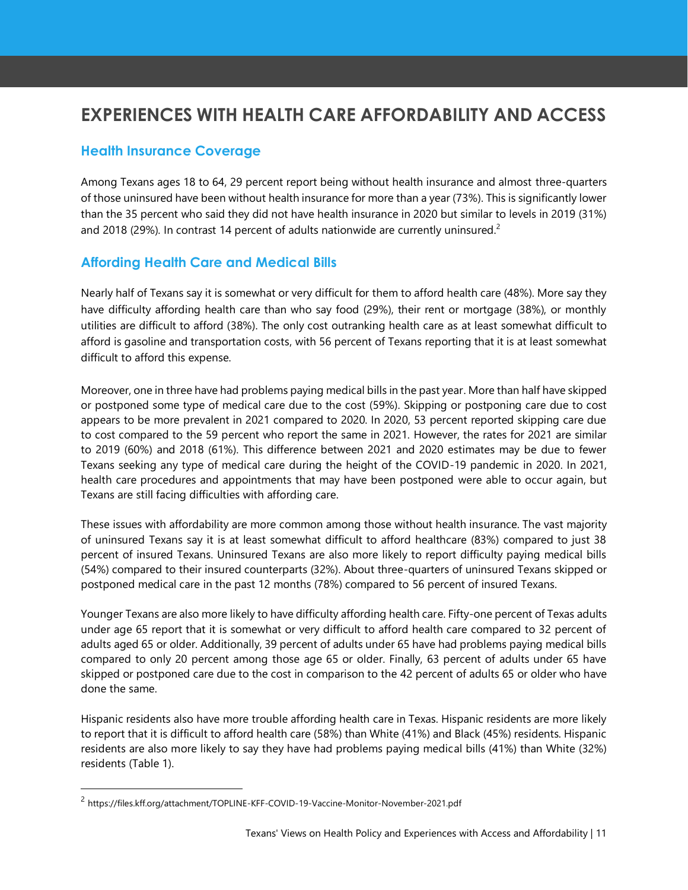# EXPERIENCES WITH HEALTH CARE AFFORDABILITY AND ACCESS

## Health Insurance Coverage

Among Texans ages 18 to 64, 29 percent report being without health insurance and almost three-quarters of those uninsured have been without health insurance for more than a year (73%). This is significantly lower than the 35 percent who said they did not have health insurance in 2020 but similar to levels in 2019 (31%) and 2018 (29%). In contrast 14 percent of adults nationwide are currently uninsured.[2]

## Affording Health Care and Medical Bills

Nearly half of Texans say it is somewhat or very difficult for them to afford health care (48%). More say they have difficulty affording health care than who say food (29%), their rent or mortgage (38%), or monthly utilities are difficult to afford (38%). The only cost outranking health care as at least somewhat difficult to afford is gasoline and transportation costs, with 56 percent of Texans reporting that it is at least somewhat difficult to afford this expense.

Moreover, one in three have had problems paying medical bills in the past year. More than half have skipped or postponed some type of medical care due to the cost (59%). Skipping or postponing care due to cost appears to be more prevalent in 2021 compared to 2020. In 2020, 53 percent reported skipping care due to cost compared to the 59 percent who report the same in 2021. However, the rates for 2021 are similar to 2019 (60%) and 2018 (61%). This difference between 2021 and 2020 estimates may be due to fewer Texans seeking any type of medical care during the height of the COVID-19 pandemic in 2020. In 2021, health care procedures and appointments that may have been postponed were able to occur again, but Texans are still facing difficulties with affording care.

These issues with affordability are more common among those without health insurance. The vast majority of uninsured Texans say it is at least somewhat difficult to afford healthcare (83%) compared to just 38 percent of insured Texans. Uninsured Texans are also more likely to report difficulty paying medical bills (54%) compared to their insured counterparts (32%). About three-quarters of uninsured Texans skipped or postponed medical care in the past 12 months (78%) compared to 56 percent of insured Texans.

Younger Texans are also more likely to have difficulty affording health care. Fifty-one percent of Texas adults under age 65 report that it is somewhat or very difficult to afford health care compared to 32 percent of adults aged 65 or older. Additionally, 39 percent of adults under 65 have had problems paying medical bills compared to only 20 percent among those age 65 or older. Finally, 63 percent of adults under 65 have skipped or postponed care due to the cost in comparison to the 42 percent of adults 65 or older who have done the same.

Hispanic residents also have more trouble affording health care in Texas. Hispanic residents are more likely to report that it is difficult to afford health care (58%) than White (41%) and Black (45%) residents. Hispanic residents are also more likely to say they have had problems paying medical bills (41%) than White (32%) residents (Table 1).

[2] https://files.kff.org/attachment/TOPLINE-KFF-COVID-19-Vaccine-Monitor-November-2021.pdf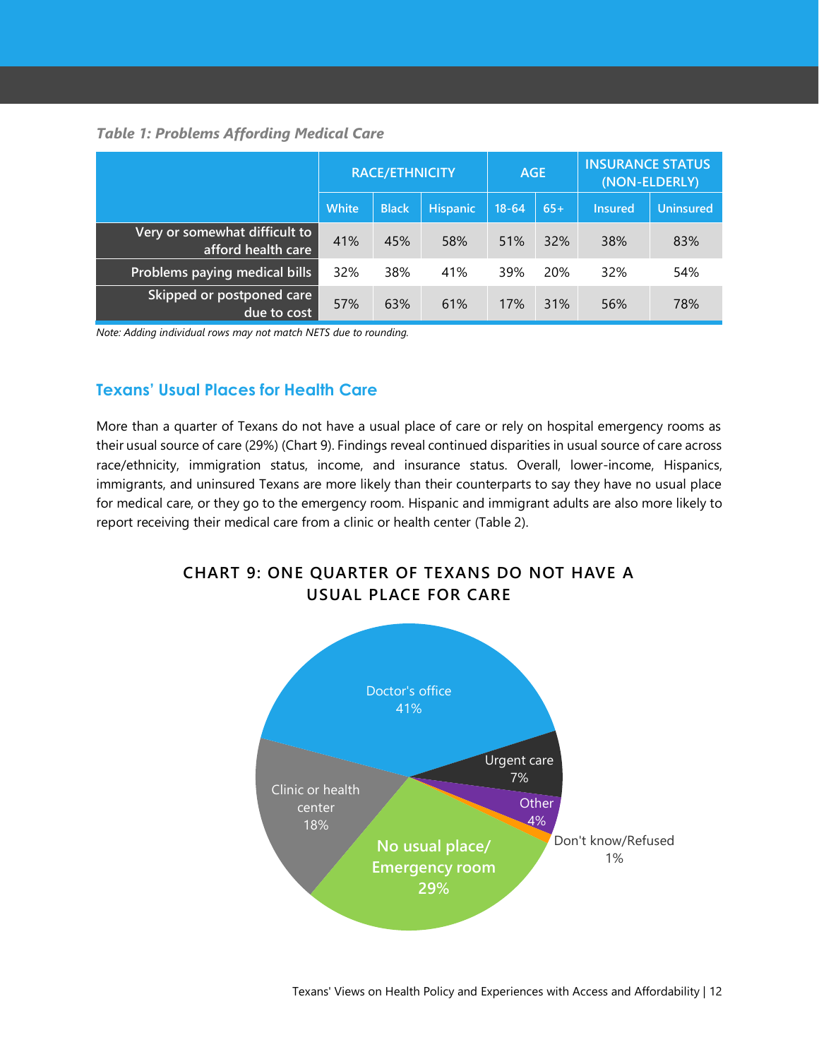*Table 1: Problems Affording Medical Care*

| | RACE/ETHNICITY | | | AGE | | INSURANCE STATUS (NON-ELDERLY) | |
|---|---|---|---|---|---|---|---|
| | White | Black | Hispanic | 18-64 | 65+ | Insured | Uninsured |
| Very or somewhat difficult to afford health care | 41% | 45% | 58% | 51% | 32% | 38% | 83% |
| Problems paying medical bills | 32% | 38% | 41% | 39% | 20% | 32% | 54% |
| Skipped or postponed care due to cost | 57% | 63% | 61% | 17% | 31% | 56% | 78% |

*Note: Adding individual rows may not match NETS due to rounding.*

## Texans' Usual Places for Health Care

More than a quarter of Texans do not have a usual place of care or rely on hospital emergency rooms as their usual source of care (29%) (Chart 9). Findings reveal continued disparities in usual source of care across race/ethnicity, immigration status, income, and insurance status. Overall, lower-income, Hispanics, immigrants, and uninsured Texans are more likely than their counterparts to say they have no usual place for medical care, or they go to the emergency room. Hispanic and immigrant adults are also more likely to report receiving their medical care from a clinic or health center (Table 2).

### CHART 9: ONE QUARTER OF TEXANS DO NOT HAVE A USUAL PLACE FOR CARE

| Usual place for care | Percent |
|---|---|
| Doctor's office | 41% |
| Urgent care | 7% |
| Other | 4% |
| Don't know/Refused | 1% |
| No usual place/ Emergency room | 29% |
| Clinic or health center | 18% |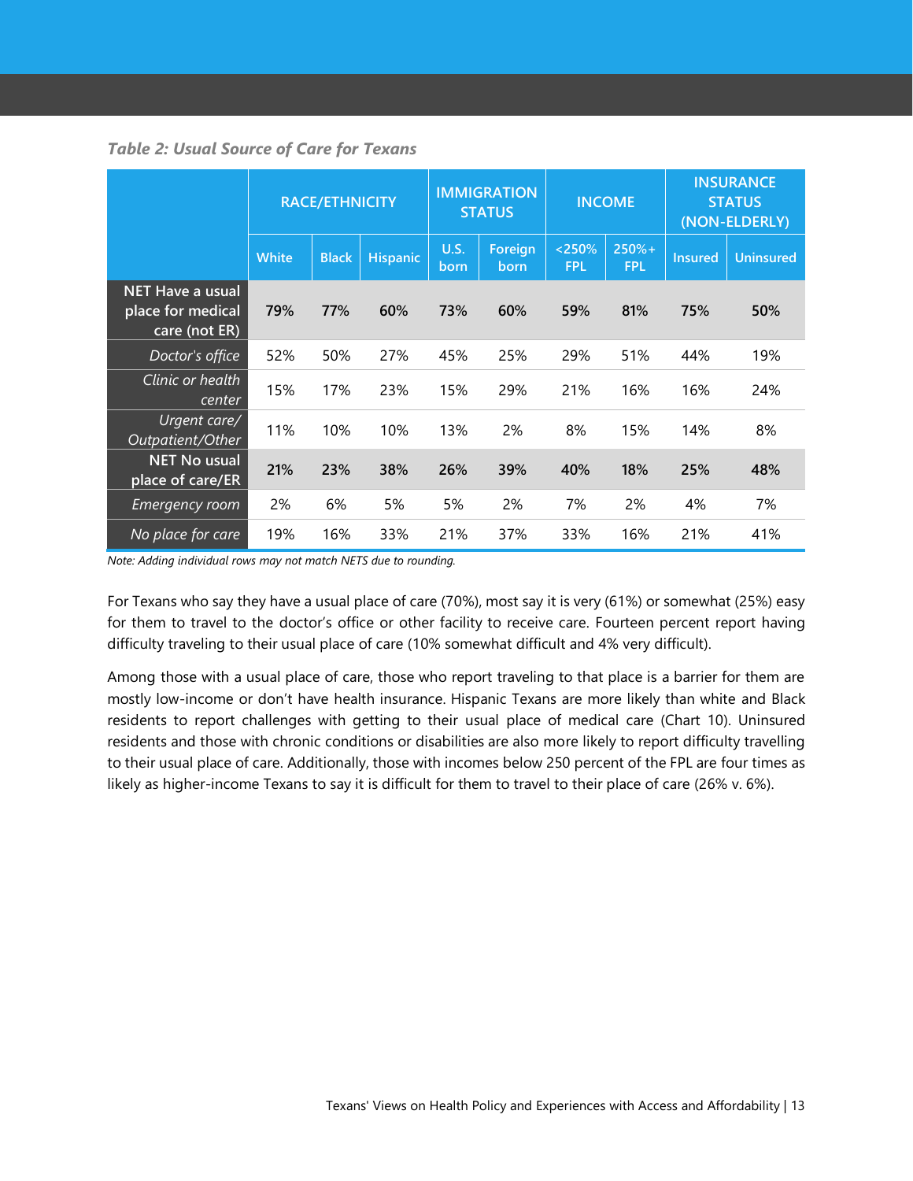*Table 2: Usual Source of Care for Texans*

| | RACE/ETHNICITY | | | IMMIGRATION STATUS | | INCOME | | INSURANCE STATUS (NON-ELDERLY) | |
|---|---|---|---|---|---|---|---|---|---|
| | White | Black | Hispanic | U.S. born | Foreign born | <250% FPL | 250%+ FPL | Insured | Uninsured |
| **NET Have a usual place for medical care (not ER)** | **79%** | **77%** | **60%** | **73%** | **60%** | **59%** | **81%** | **75%** | **50%** |
| *Doctor's office* | 52% | 50% | 27% | 45% | 25% | 29% | 51% | 44% | 19% |
| *Clinic or health center* | 15% | 17% | 23% | 15% | 29% | 21% | 16% | 16% | 24% |
| *Urgent care/ Outpatient/Other* | 11% | 10% | 10% | 13% | 2% | 8% | 15% | 14% | 8% |
| **NET No usual place of care/ER** | **21%** | **23%** | **38%** | **26%** | **39%** | **40%** | **18%** | **25%** | **48%** |
| *Emergency room* | 2% | 6% | 5% | 5% | 2% | 7% | 2% | 4% | 7% |
| *No place for care* | 19% | 16% | 33% | 21% | 37% | 33% | 16% | 21% | 41% |

*Note: Adding individual rows may not match NETS due to rounding.*

For Texans who say they have a usual place of care (70%), most say it is very (61%) or somewhat (25%) easy for them to travel to the doctor's office or other facility to receive care. Fourteen percent report having difficulty traveling to their usual place of care (10% somewhat difficult and 4% very difficult).

Among those with a usual place of care, those who report traveling to that place is a barrier for them are mostly low-income or don't have health insurance. Hispanic Texans are more likely than white and Black residents to report challenges with getting to their usual place of medical care (Chart 10). Uninsured residents and those with chronic conditions or disabilities are also more likely to report difficulty travelling to their usual place of care. Additionally, those with incomes below 250 percent of the FPL are four times as likely as higher-income Texans to say it is difficult for them to travel to their place of care (26% v. 6%).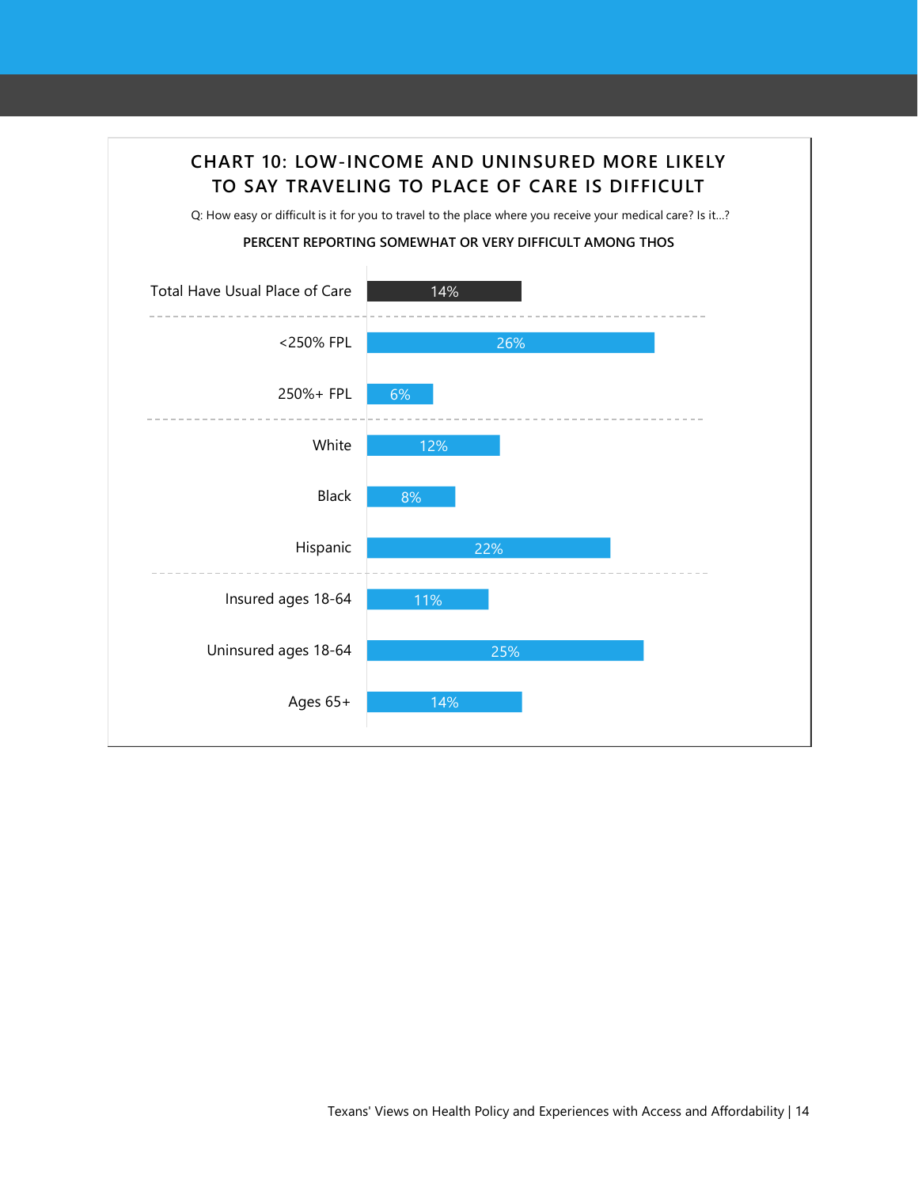## CHART 10: LOW-INCOME AND UNINSURED MORE LIKELY TO SAY TRAVELING TO PLACE OF CARE IS DIFFICULT

Q: How easy or difficult is it for you to travel to the place where you receive your medical care? Is it...?

**PERCENT REPORTING SOMEWHAT OR VERY DIFFICULT AMONG THOS**

| Group | Percent |
|---|---|
| Total Have Usual Place of Care | 14% |
| <250% FPL | 26% |
| 250%+ FPL | 6% |
| White | 12% |
| Black | 8% |
| Hispanic | 22% |
| Insured ages 18-64 | 11% |
| Uninsured ages 18-64 | 25% |
| Ages 65+ | 14% |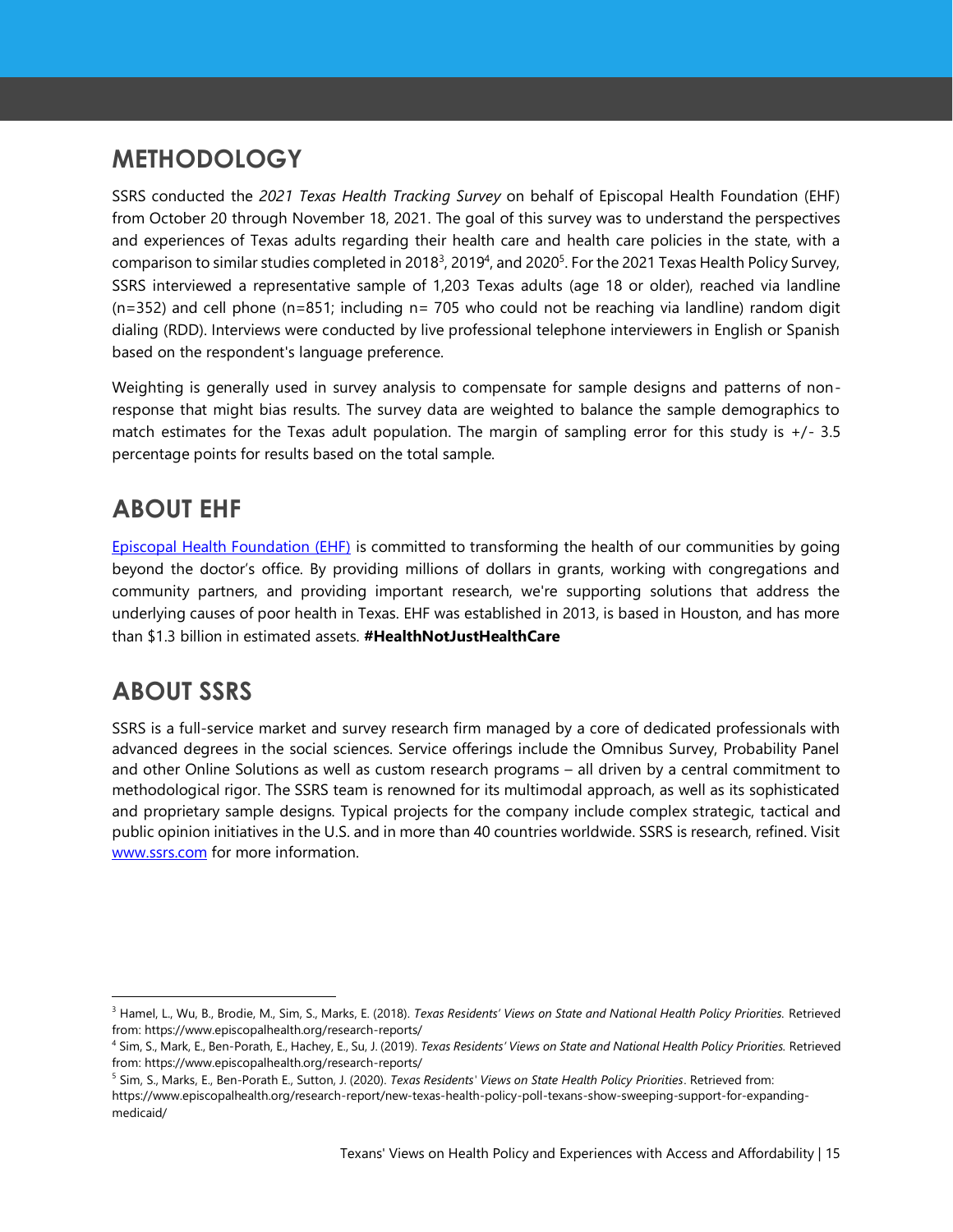## METHODOLOGY

SSRS conducted the *2021 Texas Health Tracking Survey* on behalf of Episcopal Health Foundation (EHF) from October 20 through November 18, 2021. The goal of this survey was to understand the perspectives and experiences of Texas adults regarding their health care and health care policies in the state, with a comparison to similar studies completed in 2018[3], 2019[4], and 2020[5]. For the 2021 Texas Health Policy Survey, SSRS interviewed a representative sample of 1,203 Texas adults (age 18 or older), reached via landline (n=352) and cell phone (n=851; including n= 705 who could not be reaching via landline) random digit dialing (RDD). Interviews were conducted by live professional telephone interviewers in English or Spanish based on the respondent's language preference.

Weighting is generally used in survey analysis to compensate for sample designs and patterns of non-response that might bias results. The survey data are weighted to balance the sample demographics to match estimates for the Texas adult population. The margin of sampling error for this study is +/- 3.5 percentage points for results based on the total sample.

## ABOUT EHF

[Episcopal Health Foundation (EHF)](https://www.episcopalhealth.org) is committed to transforming the health of our communities by going beyond the doctor's office. By providing millions of dollars in grants, working with congregations and community partners, and providing important research, we're supporting solutions that address the underlying causes of poor health in Texas. EHF was established in 2013, is based in Houston, and has more than $1.3 billion in estimated assets. **#HealthNotJustHealthCare**

## ABOUT SSRS

SSRS is a full-service market and survey research firm managed by a core of dedicated professionals with advanced degrees in the social sciences. Service offerings include the Omnibus Survey, Probability Panel and other Online Solutions as well as custom research programs – all driven by a central commitment to methodological rigor. The SSRS team is renowned for its multimodal approach, as well as its sophisticated and proprietary sample designs. Typical projects for the company include complex strategic, tactical and public opinion initiatives in the U.S. and in more than 40 countries worldwide. SSRS is research, refined. Visit [www.ssrs.com](http://www.ssrs.com) for more information.

---

[3] Hamel, L., Wu, B., Brodie, M., Sim, S., Marks, E. (2018). *Texas Residents' Views on State and National Health Policy Priorities.* Retrieved from: https://www.episcopalhealth.org/research-reports/

[4] Sim, S., Mark, E., Ben-Porath, E., Hachey, E., Su, J. (2019). *Texas Residents' Views on State and National Health Policy Priorities.* Retrieved from: https://www.episcopalhealth.org/research-reports/

[5] Sim, S., Marks, E., Ben-Porath E., Sutton, J. (2020). *Texas Residents' Views on State Health Policy Priorities*. Retrieved from: https://www.episcopalhealth.org/research-report/new-texas-health-policy-poll-texans-show-sweeping-support-for-expanding-medicaid/